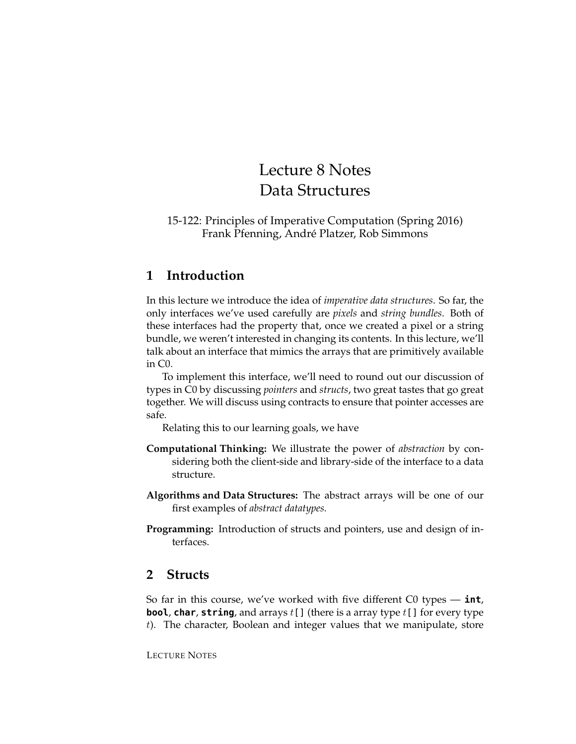# Lecture 8 Notes
# Data Structures

15-122: Principles of Imperative Computation (Spring 2016)
Frank Pfenning, André Platzer, Rob Simmons

## 1 Introduction

In this lecture we introduce the idea of *imperative data structures*. So far, the only interfaces we've used carefully are *pixels* and *string bundles*. Both of these interfaces had the property that, once we created a pixel or a string bundle, we weren't interested in changing its contents. In this lecture, we'll talk about an interface that mimics the arrays that are primitively available in C0.

To implement this interface, we'll need to round out our discussion of types in C0 by discussing *pointers* and *structs*, two great tastes that go great together. We will discuss using contracts to ensure that pointer accesses are safe.

Relating this to our learning goals, we have

**Computational Thinking:** We illustrate the power of *abstraction* by considering both the client-side and library-side of the interface to a data structure.

**Algorithms and Data Structures:** The abstract arrays will be one of our first examples of *abstract datatypes.*

**Programming:** Introduction of structs and pointers, use and design of interfaces.

## 2 Structs

So far in this course, we've worked with five different C0 types — **int**, **bool**, **char**, **string**, and arrays *t*`[]` (there is a array type *t*`[]` for every type *t*). The character, Boolean and integer values that we manipulate, store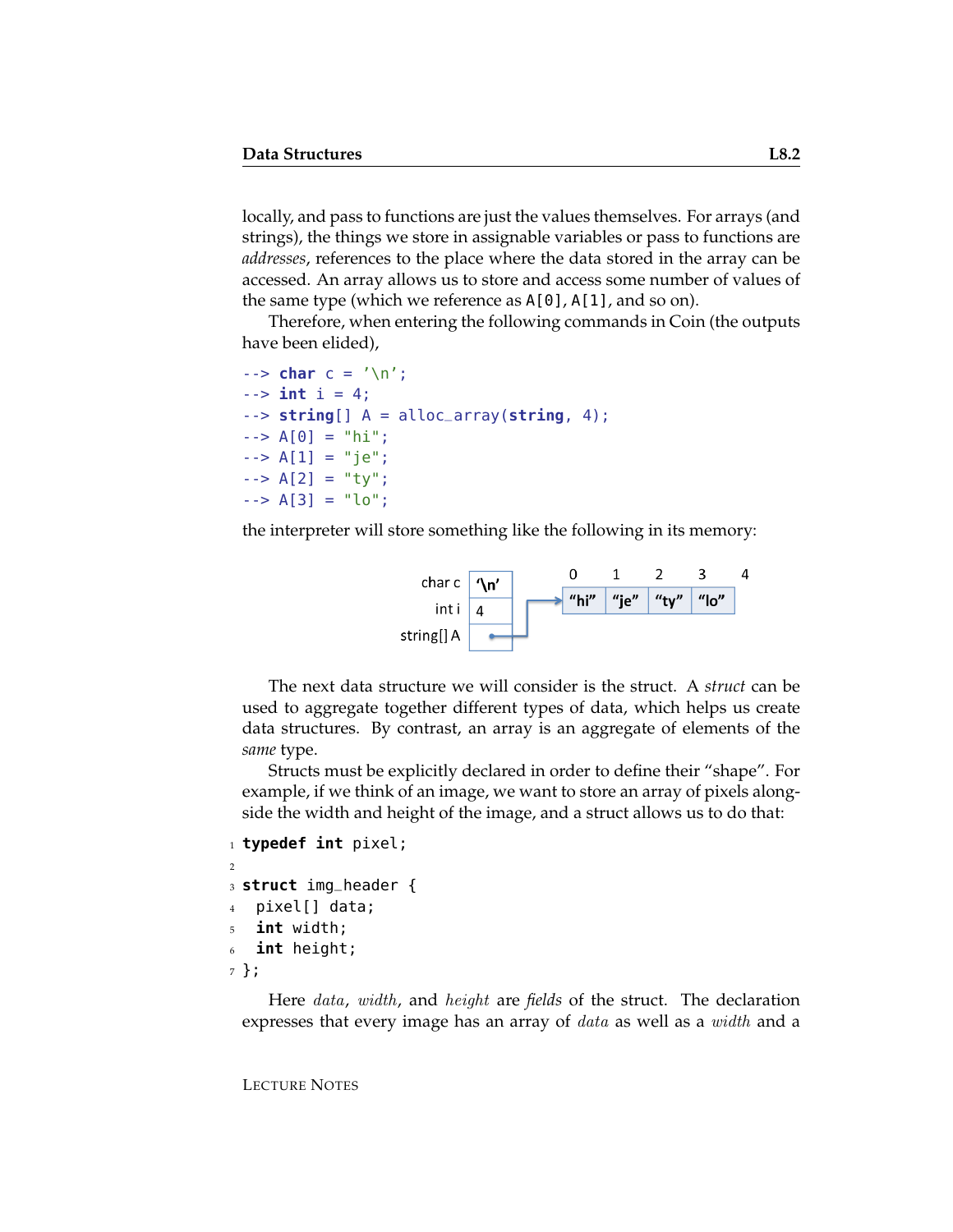locally, and pass to functions are just the values themselves. For arrays (and strings), the things we store in assignable variables or pass to functions are *addresses*, references to the place where the data stored in the array can be accessed. An array allows us to store and access some number of values of the same type (which we reference as `A[0]`, `A[1]`, and so on).

Therefore, when entering the following commands in Coin (the outputs have been elided),

```
--> char c = '\n';
--> int i = 4;
--> string[] A = alloc_array(string, 4);
--> A[0] = "hi";
--> A[1] = "je";
--> A[2] = "ty";
--> A[3] = "lo";
```

the interpreter will store something like the following in its memory:

```
                        0      1      2      3      4
   char c   | '\n' |
   int i    | 4    |    +-> | "hi" | "je" | "ty" | "lo" |
   string[] A |  •---|----+
```

The next data structure we will consider is the struct. A *struct* can be used to aggregate together different types of data, which helps us create data structures. By contrast, an array is an aggregate of elements of the *same* type.

Structs must be explicitly declared in order to define their "shape". For example, if we think of an image, we want to store an array of pixels alongside the width and height of the image, and a struct allows us to do that:

```
typedef int pixel;

struct img_header {
  pixel[] data;
  int width;
  int height;
};
```

Here *data*, *width*, and *height* are *fields* of the struct. The declaration expresses that every image has an array of *data* as well as a *width* and a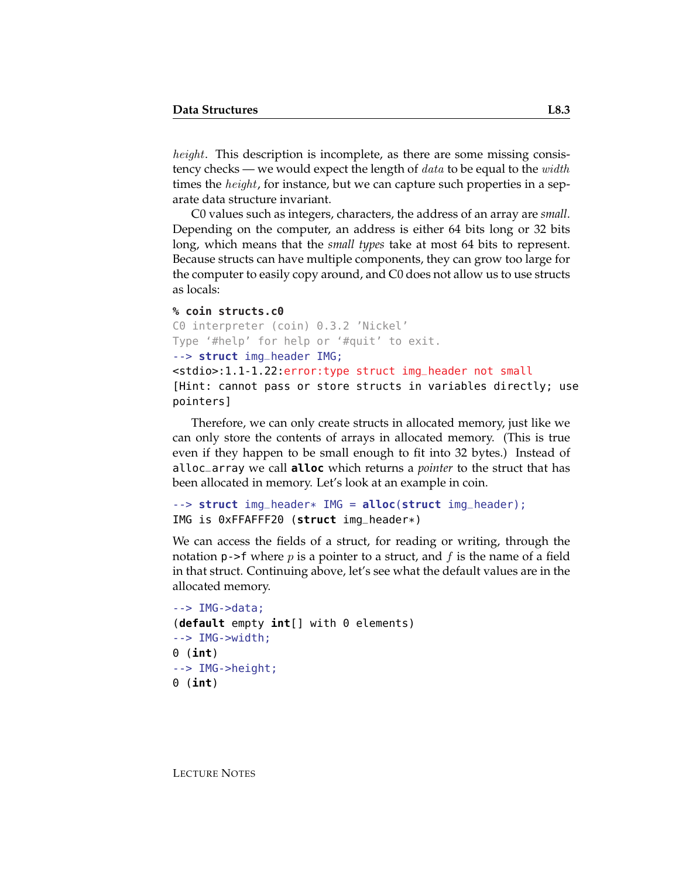*height*. This description is incomplete, as there are some missing consistency checks — we would expect the length of *data* to be equal to the *width* times the *height*, for instance, but we can capture such properties in a separate data structure invariant.

C0 values such as integers, characters, the address of an array are *small*. Depending on the computer, an address is either 64 bits long or 32 bits long, which means that the *small types* take at most 64 bits to represent. Because structs can have multiple components, they can grow too large for the computer to easily copy around, and C0 does not allow us to use structs as locals:

```
% coin structs.c0
C0 interpreter (coin) 0.3.2 'Nickel'
Type '#help' for help or '#quit' to exit.
--> struct img_header IMG;
<stdio>:1.1-1.22:error:type struct img_header not small
[Hint: cannot pass or store structs in variables directly; use
pointers]
```

Therefore, we can only create structs in allocated memory, just like we can only store the contents of arrays in allocated memory. (This is true even if they happen to be small enough to fit into 32 bytes.) Instead of `alloc_array` we call **`alloc`** which returns a *pointer* to the struct that has been allocated in memory. Let's look at an example in coin.

```
--> struct img_header* IMG = alloc(struct img_header);
IMG is 0xFFAFFF20 (struct img_header*)
```

We can access the fields of a struct, for reading or writing, through the notation `p->f` where $p$ is a pointer to a struct, and $f$ is the name of a field in that struct. Continuing above, let's see what the default values are in the allocated memory.

```
--> IMG->data;
(default empty int[] with 0 elements)
--> IMG->width;
0 (int)
--> IMG->height;
0 (int)
```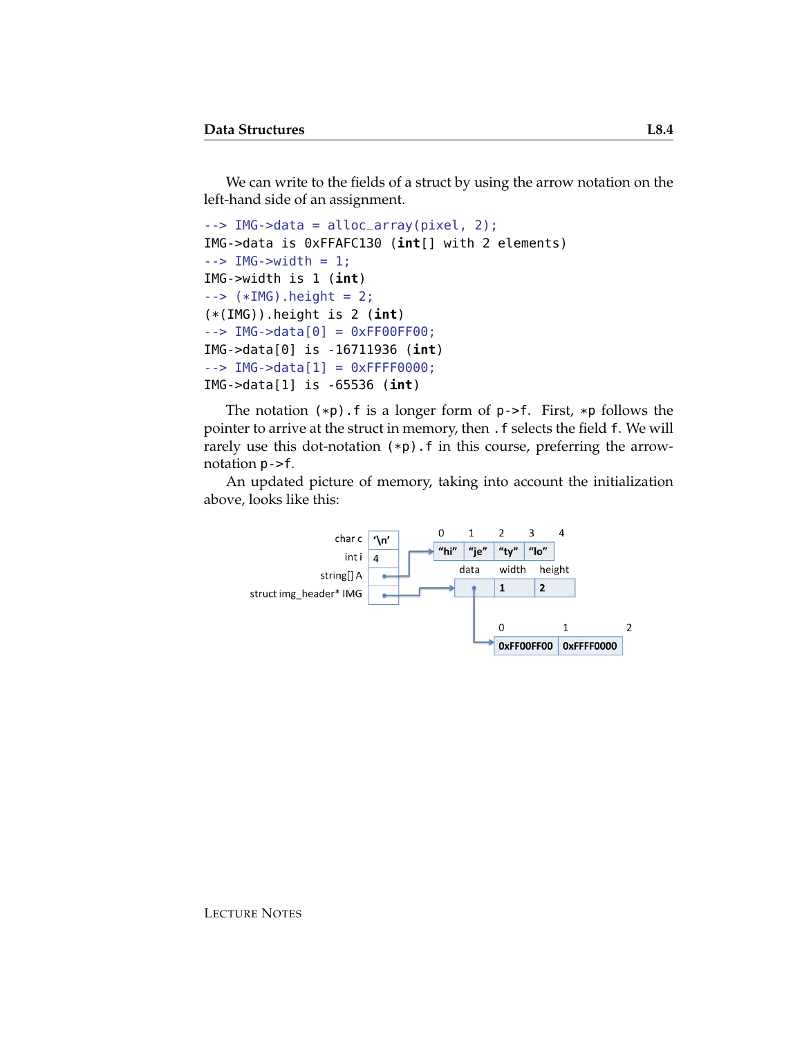We can write to the fields of a struct by using the arrow notation on the left-hand side of an assignment.

```
--> IMG->data = alloc_array(pixel, 2);
IMG->data is 0xFFAFC130 (int[] with 2 elements)
--> IMG->width = 1;
IMG->width is 1 (int)
--> (*IMG).height = 2;
(*(IMG)).height is 2 (int)
--> IMG->data[0] = 0xFF00FF00;
IMG->data[0] is -16711936 (int)
--> IMG->data[1] = 0xFFFF0000;
IMG->data[1] is -65536 (int)
```

The notation `(*p).f` is a longer form of `p->f`. First, `*p` follows the pointer to arrive at the struct in memory, then `.f` selects the field `f`. We will rarely use this dot-notation `(*p).f` in this course, preferring the arrow-notation `p->f`.

An updated picture of memory, taking into account the initialization above, looks like this:

```
              char c  | '\n' |         0      1      2      3     4
               int i  |  4   |    ┌──> | "hi" | "je" | "ty" | "lo" |
           string[] A |  •───|────┘       data    width   height
struct img_header* IMG|  •───|──────────> |  •   |   1   |   2   |
                                              │
                                              │   0            1            2
                                              └─> | 0xFF00FF00 | 0xFFFF0000 |
```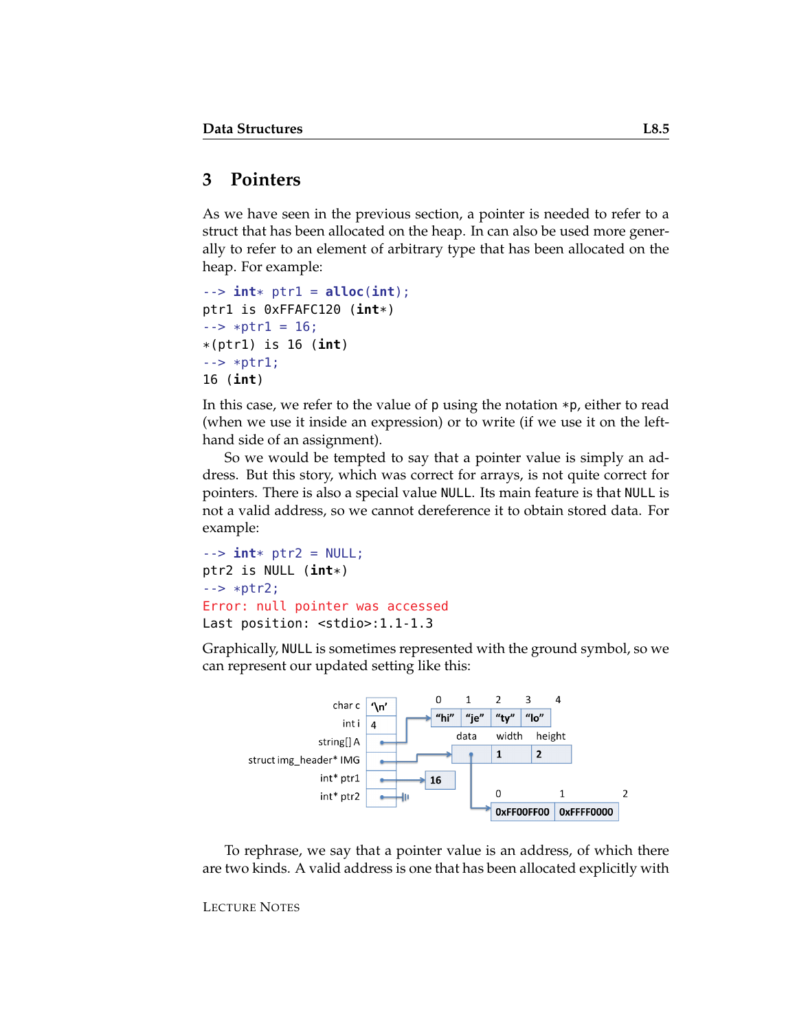## 3 Pointers

As we have seen in the previous section, a pointer is needed to refer to a struct that has been allocated on the heap. In can also be used more generally to refer to an element of arbitrary type that has been allocated on the heap. For example:

```
--> int* ptr1 = alloc(int);
ptr1 is 0xFFAFC120 (int*)
--> *ptr1 = 16;
*(ptr1) is 16 (int)
--> *ptr1;
16 (int)
```

In this case, we refer to the value of p using the notation *p, either to read (when we use it inside an expression) or to write (if we use it on the left-hand side of an assignment).

So we would be tempted to say that a pointer value is simply an address. But this story, which was correct for arrays, is not quite correct for pointers. There is also a special value NULL. Its main feature is that NULL is not a valid address, so we cannot dereference it to obtain stored data. For example:

```
--> int* ptr2 = NULL;
ptr2 is NULL (int*)
--> *ptr2;
Error: null pointer was accessed
Last position: <stdio>:1.1-1.3
```

Graphically, NULL is sometimes represented with the ground symbol, so we can represent our updated setting like this:

To rephrase, we say that a pointer value is an address, of which there are two kinds. A valid address is one that has been allocated explicitly with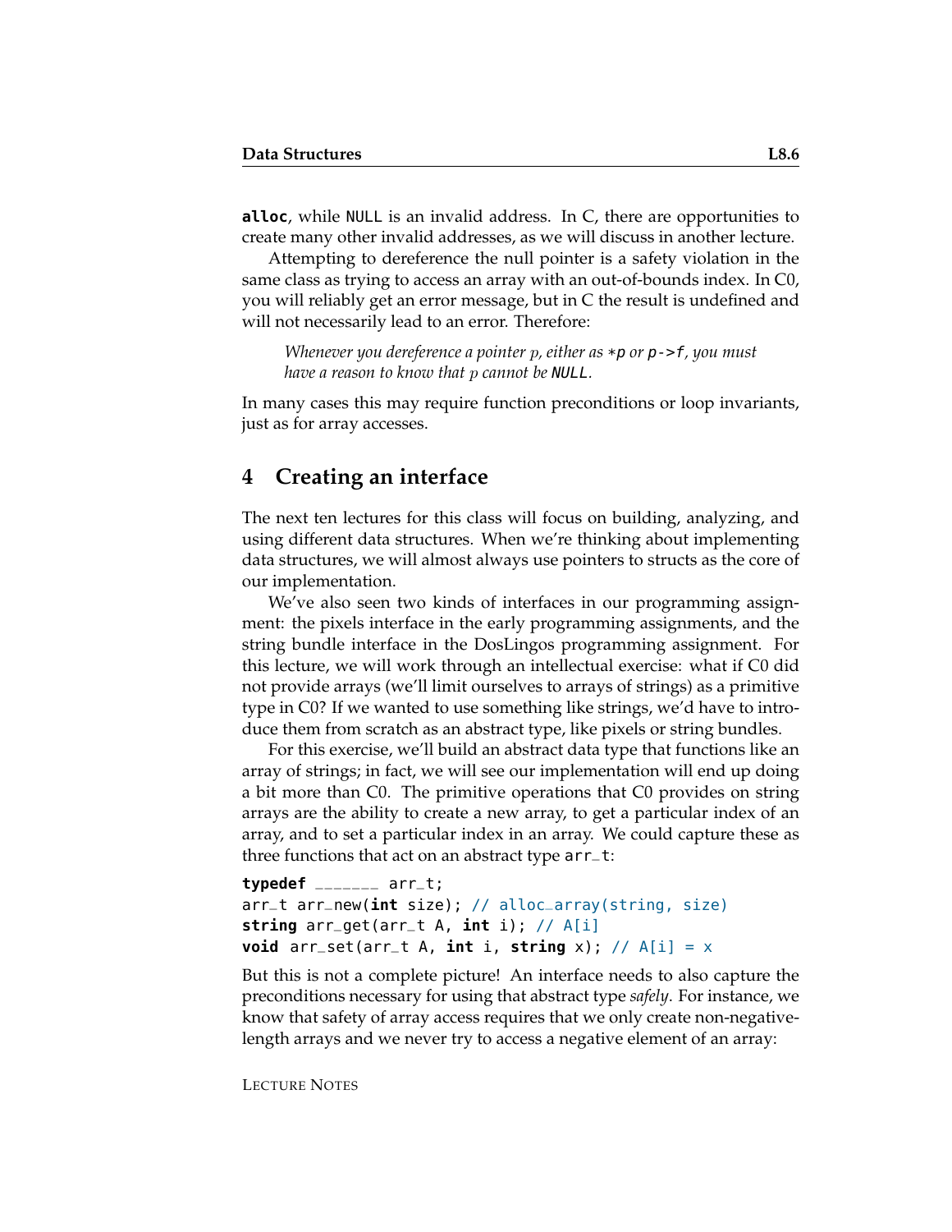**alloc**, while NULL is an invalid address. In C, there are opportunities to create many other invalid addresses, as we will discuss in another lecture.

Attempting to dereference the null pointer is a safety violation in the same class as trying to access an array with an out-of-bounds index. In C0, you will reliably get an error message, but in C the result is undefined and will not necessarily lead to an error. Therefore:

> *Whenever you dereference a pointer $p$, either as `*p` or `p->f`, you must have a reason to know that $p$ cannot be `NULL`.*

In many cases this may require function preconditions or loop invariants, just as for array accesses.

## 4 Creating an interface

The next ten lectures for this class will focus on building, analyzing, and using different data structures. When we're thinking about implementing data structures, we will almost always use pointers to structs as the core of our implementation.

We've also seen two kinds of interfaces in our programming assignment: the pixels interface in the early programming assignments, and the string bundle interface in the DosLingos programming assignment. For this lecture, we will work through an intellectual exercise: what if C0 did not provide arrays (we'll limit ourselves to arrays of strings) as a primitive type in C0? If we wanted to use something like strings, we'd have to introduce them from scratch as an abstract type, like pixels or string bundles.

For this exercise, we'll build an abstract data type that functions like an array of strings; in fact, we will see our implementation will end up doing a bit more than C0. The primitive operations that C0 provides on string arrays are the ability to create a new array, to get a particular index of an array, and to set a particular index in an array. We could capture these as three functions that act on an abstract type `arr_t`:

```
typedef _______ arr_t;
arr_t arr_new(int size); // alloc_array(string, size)
string arr_get(arr_t A, int i); // A[i]
void arr_set(arr_t A, int i, string x); // A[i] = x
```

But this is not a complete picture! An interface needs to also capture the preconditions necessary for using that abstract type *safely*. For instance, we know that safety of array access requires that we only create non-negative-length arrays and we never try to access a negative element of an array: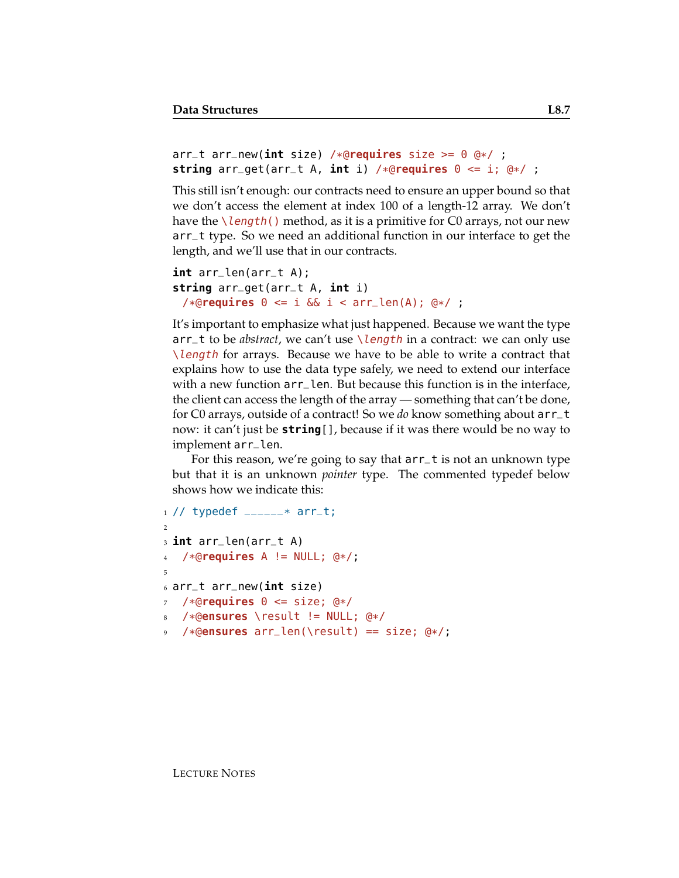```
arr_t arr_new(int size) /*@requires size >= 0 @*/ ;
string arr_get(arr_t A, int i) /*@requires 0 <= i; @*/ ;
```

This still isn't enough: our contracts need to ensure an upper bound so that we don't access the element at index 100 of a length-12 array. We don't have the `\length()` method, as it is a primitive for C0 arrays, not our new `arr_t` type. So we need an additional function in our interface to get the length, and we'll use that in our contracts.

```
int arr_len(arr_t A);
string arr_get(arr_t A, int i)
  /*@requires 0 <= i && i < arr_len(A); @*/ ;
```

It's important to emphasize what just happened. Because we want the type `arr_t` to be *abstract*, we can't use `\length` in a contract: we can only use `\length` for arrays. Because we have to be able to write a contract that explains how to use the data type safely, we need to extend our interface with a new function `arr_len`. But because this function is in the interface, the client can access the length of the array — something that can't be done, for C0 arrays, outside of a contract! So we *do* know something about `arr_t` now: it can't just be `string[]`, because if it was there would be no way to implement `arr_len`.

For this reason, we're going to say that `arr_t` is not an unknown type but that it is an unknown *pointer* type. The commented typedef below shows how we indicate this:

```
1  // typedef ______* arr_t;
2
3  int arr_len(arr_t A)
4    /*@requires A != NULL; @*/;
5
6  arr_t arr_new(int size)
7    /*@requires 0 <= size; @*/
8    /*@ensures \result != NULL; @*/
9    /*@ensures arr_len(\result) == size; @*/;
```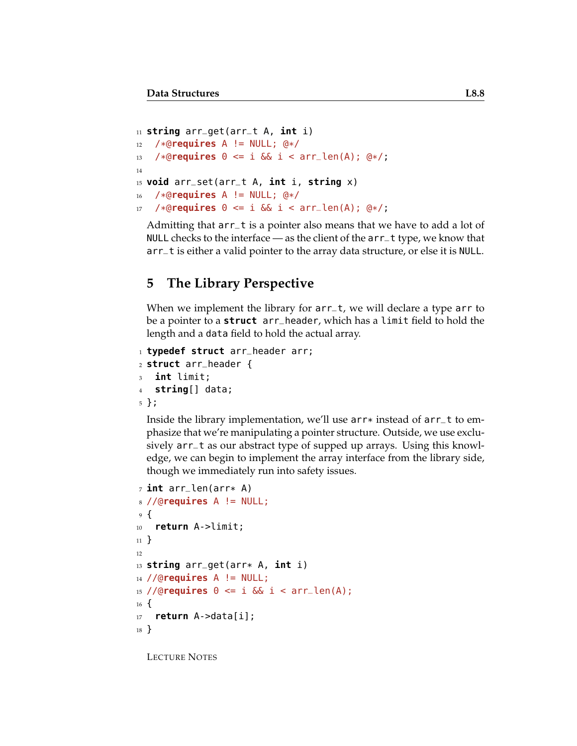```
string arr_get(arr_t A, int i)
  /*@requires A != NULL; @*/
  /*@requires 0 <= i && i < arr_len(A); @*/;

void arr_set(arr_t A, int i, string x)
  /*@requires A != NULL; @*/
  /*@requires 0 <= i && i < arr_len(A); @*/;
```

Admitting that `arr_t` is a pointer also means that we have to add a lot of `NULL` checks to the interface — as the client of the `arr_t` type, we know that `arr_t` is either a valid pointer to the array data structure, or else it is `NULL`.

## 5 The Library Perspective

When we implement the library for `arr_t`, we will declare a type `arr` to be a pointer to a **struct** `arr_header`, which has a `limit` field to hold the length and a `data` field to hold the actual array.

```
typedef struct arr_header arr;
struct arr_header {
  int limit;
  string[] data;
};
```

Inside the library implementation, we'll use `arr*` instead of `arr_t` to emphasize that we're manipulating a pointer structure. Outside, we use exclusively `arr_t` as our abstract type of supped up arrays. Using this knowledge, we can begin to implement the array interface from the library side, though we immediately run into safety issues.

```
int arr_len(arr* A)
//@requires A != NULL;
{
  return A->limit;
}

string arr_get(arr* A, int i)
//@requires A != NULL;
//@requires 0 <= i && i < arr_len(A);
{
  return A->data[i];
}
```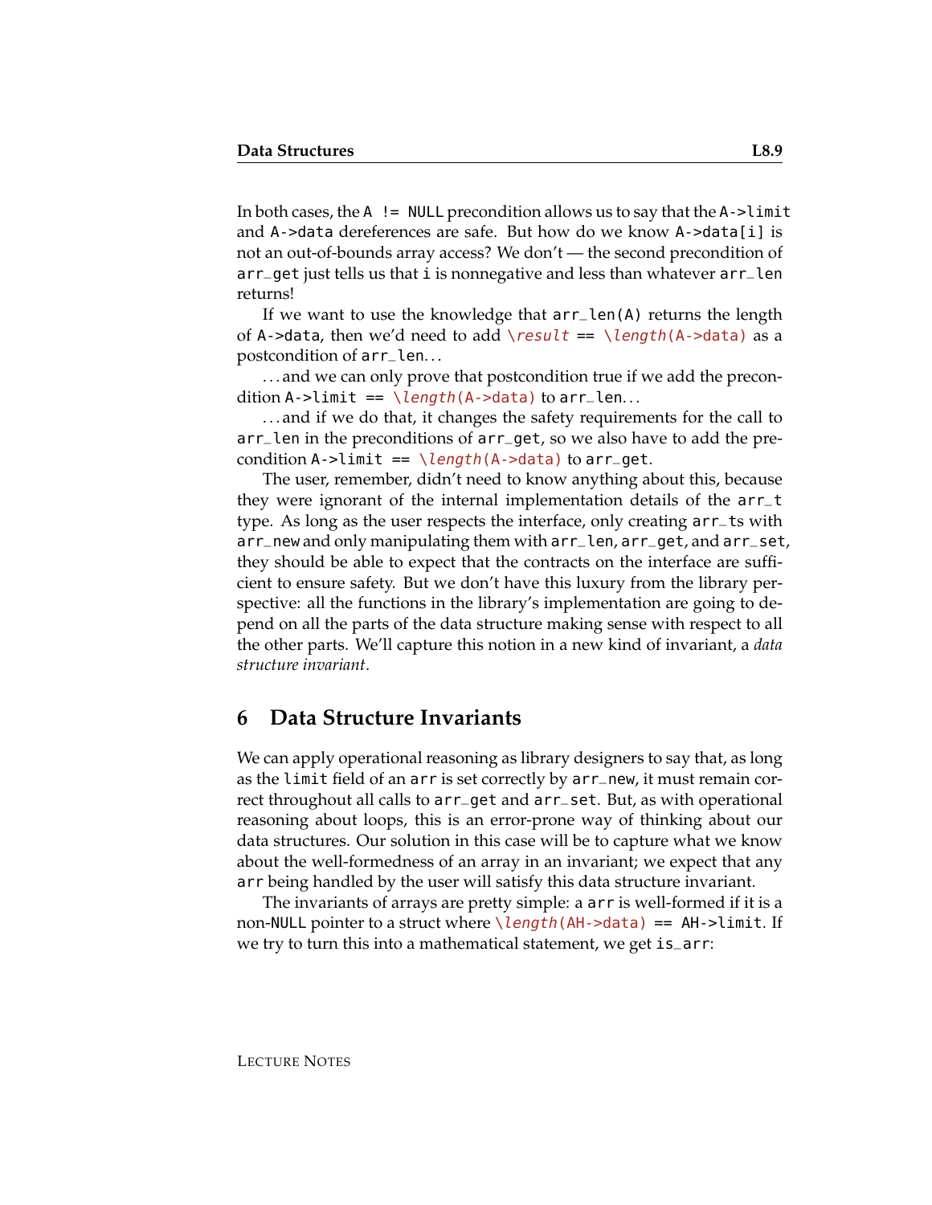In both cases, the `A != NULL` precondition allows us to say that the `A->limit` and `A->data` dereferences are safe. But how do we know `A->data[i]` is not an out-of-bounds array access? We don't — the second precondition of `arr_get` just tells us that `i` is nonnegative and less than whatever `arr_len` returns!

If we want to use the knowledge that `arr_len(A)` returns the length of `A->data`, then we'd need to add `\result == \length(A->data)` as a postcondition of `arr_len`...

...and we can only prove that postcondition true if we add the precondition `A->limit == \length(A->data)` to `arr_len`...

...and if we do that, it changes the safety requirements for the call to `arr_len` in the preconditions of `arr_get`, so we also have to add the precondition `A->limit == \length(A->data)` to `arr_get`.

The user, remember, didn't need to know anything about this, because they were ignorant of the internal implementation details of the `arr_t` type. As long as the user respects the interface, only creating `arr_t`s with `arr_new` and only manipulating them with `arr_len`, `arr_get`, and `arr_set`, they should be able to expect that the contracts on the interface are sufficient to ensure safety. But we don't have this luxury from the library perspective: all the functions in the library's implementation are going to depend on all the parts of the data structure making sense with respect to all the other parts. We'll capture this notion in a new kind of invariant, a *data structure invariant*.

## 6 Data Structure Invariants

We can apply operational reasoning as library designers to say that, as long as the `limit` field of an `arr` is set correctly by `arr_new`, it must remain correct throughout all calls to `arr_get` and `arr_set`. But, as with operational reasoning about loops, this is an error-prone way of thinking about our data structures. Our solution in this case will be to capture what we know about the well-formedness of an array in an invariant; we expect that any `arr` being handled by the user will satisfy this data structure invariant.

The invariants of arrays are pretty simple: a `arr` is well-formed if it is a non-`NULL` pointer to a struct where `\length(AH->data) == AH->limit`. If we try to turn this into a mathematical statement, we get `is_arr`: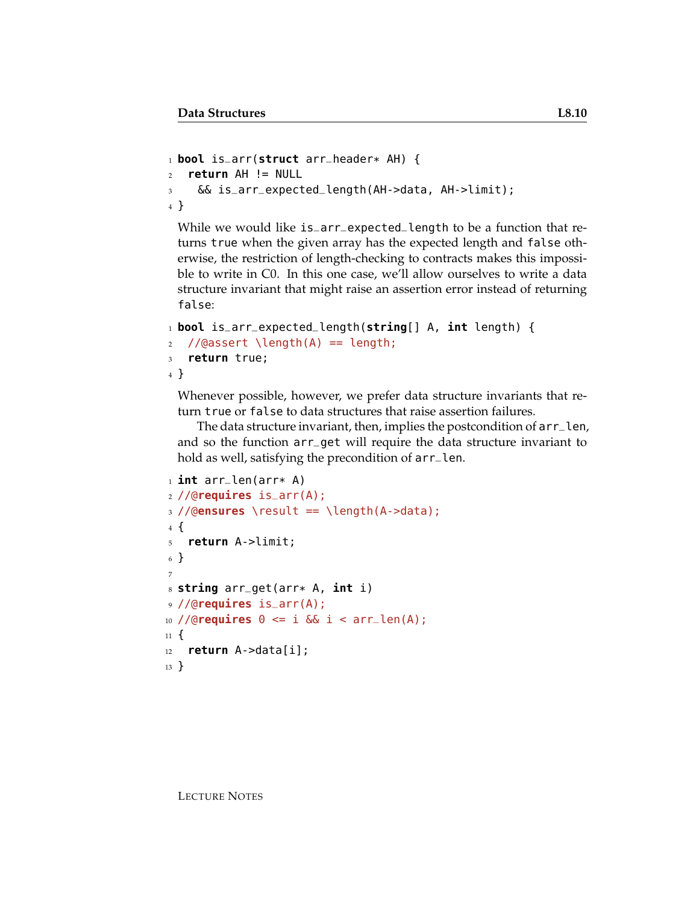```
bool is_arr(struct arr_header* AH) {
  return AH != NULL
    && is_arr_expected_length(AH->data, AH->limit);
}
```

While we would like `is_arr_expected_length` to be a function that returns `true` when the given array has the expected length and `false` otherwise, the restriction of length-checking to contracts makes this impossible to write in C0. In this one case, we'll allow ourselves to write a data structure invariant that might raise an assertion error instead of returning `false`:

```
bool is_arr_expected_length(string[] A, int length) {
  //@assert \length(A) == length;
  return true;
}
```

Whenever possible, however, we prefer data structure invariants that return `true` or `false` to data structures that raise assertion failures.

The data structure invariant, then, implies the postcondition of `arr_len`, and so the function `arr_get` will require the data structure invariant to hold as well, satisfying the precondition of `arr_len`.

```
int arr_len(arr* A)
//@requires is_arr(A);
//@ensures \result == \length(A->data);
{
  return A->limit;
}

string arr_get(arr* A, int i)
//@requires is_arr(A);
//@requires 0 <= i && i < arr_len(A);
{
  return A->data[i];
}
```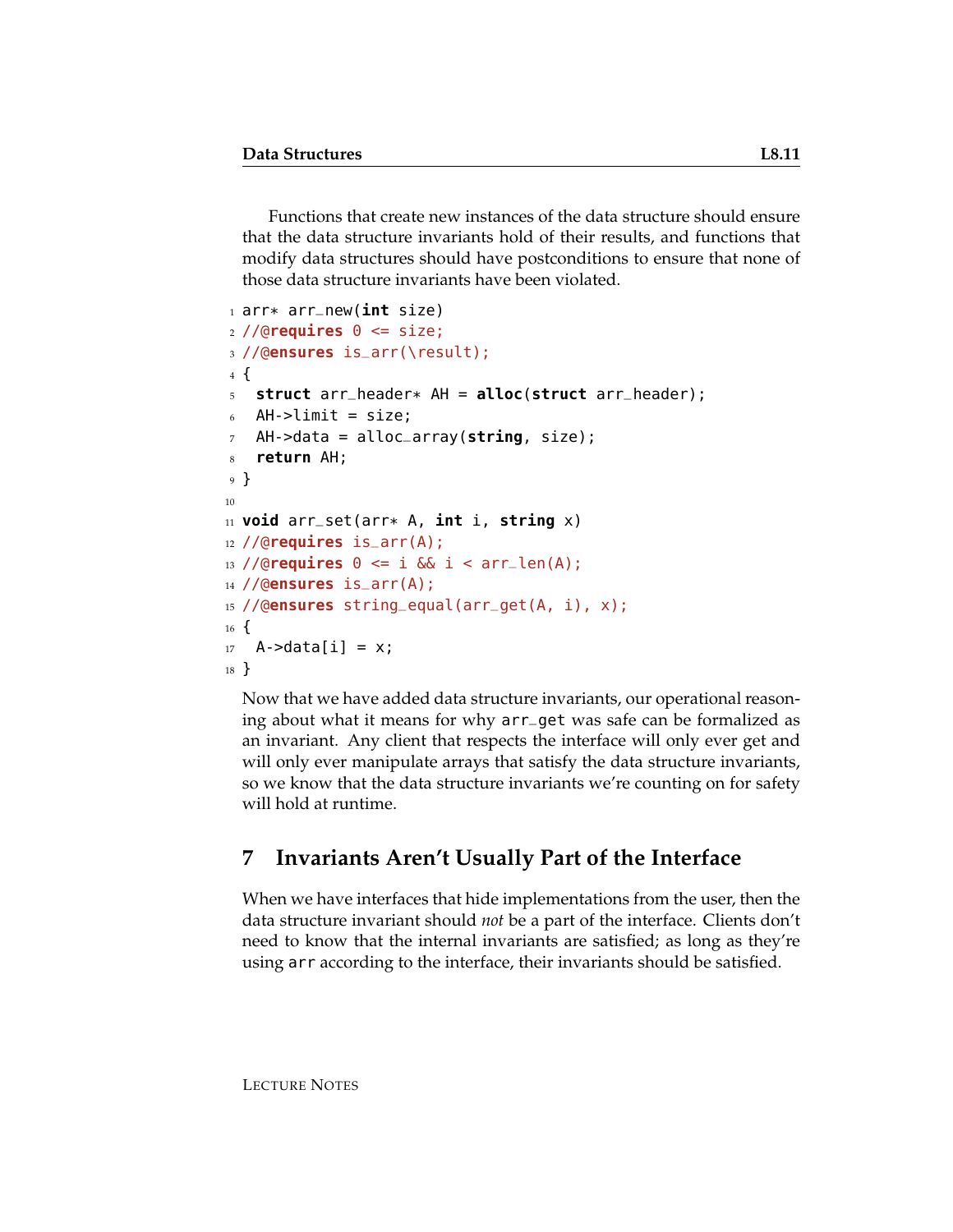Functions that create new instances of the data structure should ensure that the data structure invariants hold of their results, and functions that modify data structures should have postconditions to ensure that none of those data structure invariants have been violated.

```
arr* arr_new(int size)
//@requires 0 <= size;
//@ensures is_arr(\result);
{
  struct arr_header* AH = alloc(struct arr_header);
  AH->limit = size;
  AH->data = alloc_array(string, size);
  return AH;
}

void arr_set(arr* A, int i, string x)
//@requires is_arr(A);
//@requires 0 <= i && i < arr_len(A);
//@ensures is_arr(A);
//@ensures string_equal(arr_get(A, i), x);
{
  A->data[i] = x;
}
```

Now that we have added data structure invariants, our operational reasoning about what it means for why `arr_get` was safe can be formalized as an invariant. Any client that respects the interface will only ever get and will only ever manipulate arrays that satisfy the data structure invariants, so we know that the data structure invariants we're counting on for safety will hold at runtime.

## 7 Invariants Aren't Usually Part of the Interface

When we have interfaces that hide implementations from the user, then the data structure invariant should *not* be a part of the interface. Clients don't need to know that the internal invariants are satisfied; as long as they're using `arr` according to the interface, their invariants should be satisfied.